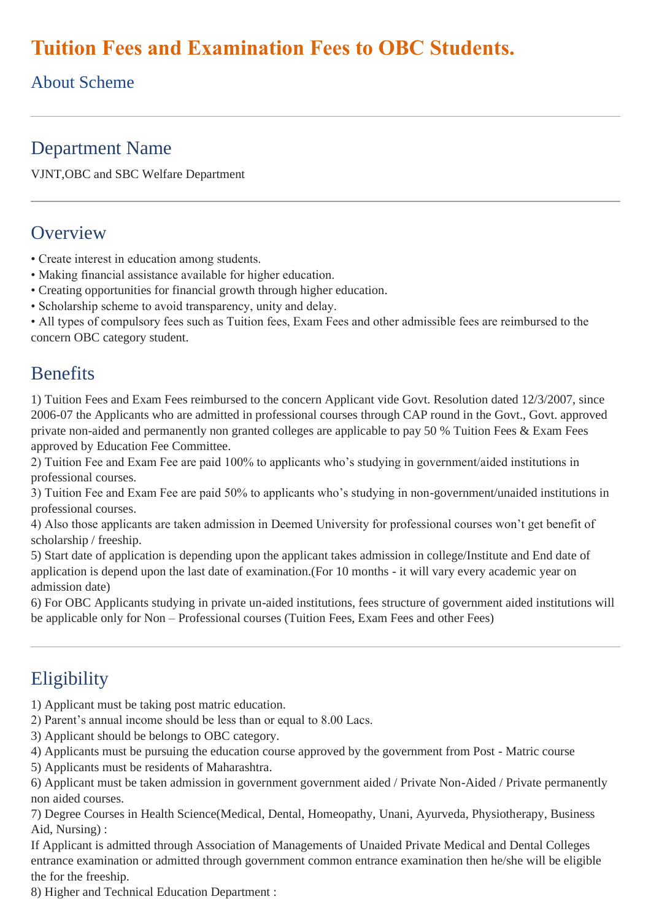# Tuition Fees and Examination Fees to OBC Students.

## About Scheme

---

## Department Name

VJNT,OBC and SBC Welfare Department

---

## Overview

- Create interest in education among students.
- Making financial assistance available for higher education.
- Creating opportunities for financial growth through higher education.
- Scholarship scheme to avoid transparency, unity and delay.
- All types of compulsory fees such as Tuition fees, Exam Fees and other admissible fees are reimbursed to the concern OBC category student.

## Benefits

1) Tuition Fees and Exam Fees reimbursed to the concern Applicant vide Govt. Resolution dated 12/3/2007, since 2006-07 the Applicants who are admitted in professional courses through CAP round in the Govt., Govt. approved private non-aided and permanently non granted colleges are applicable to pay 50 % Tuition Fees & Exam Fees approved by Education Fee Committee.
2) Tuition Fee and Exam Fee are paid 100% to applicants who's studying in government/aided institutions in professional courses.
3) Tuition Fee and Exam Fee are paid 50% to applicants who's studying in non-government/unaided institutions in professional courses.
4) Also those applicants are taken admission in Deemed University for professional courses won't get benefit of scholarship / freeship.
5) Start date of application is depending upon the applicant takes admission in college/Institute and End date of application is depend upon the last date of examination.(For 10 months - it will vary every academic year on admission date)
6) For OBC Applicants studying in private un-aided institutions, fees structure of government aided institutions will be applicable only for Non – Professional courses (Tuition Fees, Exam Fees and other Fees)

---

## Eligibility

1) Applicant must be taking post matric education.
2) Parent's annual income should be less than or equal to 8.00 Lacs.
3) Applicant should be belongs to OBC category.
4) Applicants must be pursuing the education course approved by the government from Post - Matric course
5) Applicants must be residents of Maharashtra.
6) Applicant must be taken admission in government government aided / Private Non-Aided / Private permanently non aided courses.
7) Degree Courses in Health Science(Medical, Dental, Homeopathy, Unani, Ayurveda, Physiotherapy, Business Aid, Nursing) :

If Applicant is admitted through Association of Managements of Unaided Private Medical and Dental Colleges entrance examination or admitted through government common entrance examination then he/she will be eligible the for the freeship.

8) Higher and Technical Education Department :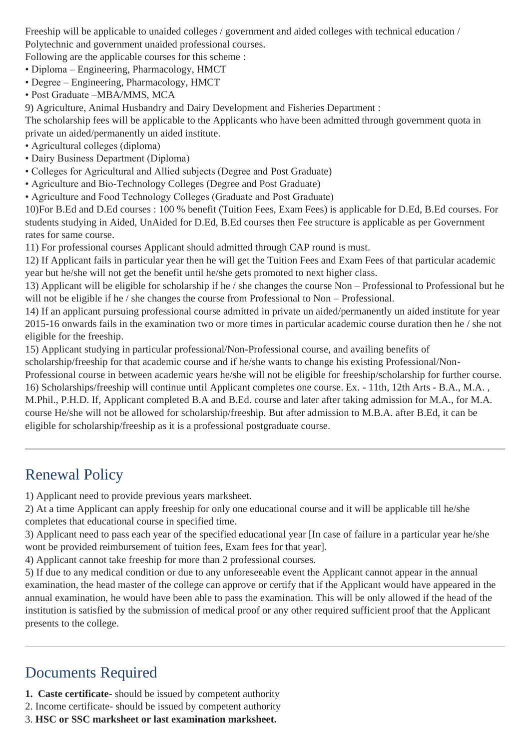Freeship will be applicable to unaided colleges / government and aided colleges with technical education / Polytechnic and government unaided professional courses.

Following are the applicable courses for this scheme :

- Diploma – Engineering, Pharmacology, HMCT
- Degree – Engineering, Pharmacology, HMCT
- Post Graduate –MBA/MMS, MCA

9) Agriculture, Animal Husbandry and Dairy Development and Fisheries Department :

The scholarship fees will be applicable to the Applicants who have been admitted through government quota in private un aided/permanently un aided institute.

- Agricultural colleges (diploma)
- Dairy Business Department (Diploma)
- Colleges for Agricultural and Allied subjects (Degree and Post Graduate)
- Agriculture and Bio-Technology Colleges (Degree and Post Graduate)
- Agriculture and Food Technology Colleges (Graduate and Post Graduate)

10)For B.Ed and D.Ed courses : 100 % benefit (Tuition Fees, Exam Fees) is applicable for D.Ed, B.Ed courses. For students studying in Aided, UnAided for D.Ed, B.Ed courses then Fee structure is applicable as per Government rates for same course.

11) For professional courses Applicant should admitted through CAP round is must.

12) If Applicant fails in particular year then he will get the Tuition Fees and Exam Fees of that particular academic year but he/she will not get the benefit until he/she gets promoted to next higher class.

13) Applicant will be eligible for scholarship if he / she changes the course Non – Professional to Professional but he will not be eligible if he / she changes the course from Professional to Non – Professional.

14) If an applicant pursuing professional course admitted in private un aided/permanently un aided institute for year 2015-16 onwards fails in the examination two or more times in particular academic course duration then he / she not eligible for the freeship.

15) Applicant studying in particular professional/Non-Professional course, and availing benefits of scholarship/freeship for that academic course and if he/she wants to change his existing Professional/Non-Professional course in between academic years he/she will not be eligible for freeship/scholarship for further course.

16) Scholarships/freeship will continue until Applicant completes one course. Ex. - 11th, 12th Arts - B.A., M.A. , M.Phil., P.H.D. If, Applicant completed B.A and B.Ed. course and later after taking admission for M.A., for M.A. course He/she will not be allowed for scholarship/freeship. But after admission to M.B.A. after B.Ed, it can be eligible for scholarship/freeship as it is a professional postgraduate course.

---

## Renewal Policy

1) Applicant need to provide previous years marksheet.

2) At a time Applicant can apply freeship for only one educational course and it will be applicable till he/she completes that educational course in specified time.

3) Applicant need to pass each year of the specified educational year [In case of failure in a particular year he/she wont be provided reimbursement of tuition fees, Exam fees for that year].

4) Applicant cannot take freeship for more than 2 professional courses.

5) If due to any medical condition or due to any unforeseeable event the Applicant cannot appear in the annual examination, the head master of the college can approve or certify that if the Applicant would have appeared in the annual examination, he would have been able to pass the examination. This will be only allowed if the head of the institution is satisfied by the submission of medical proof or any other required sufficient proof that the Applicant presents to the college.

---

## Documents Required

1. **Caste certificate-** should be issued by competent authority
2. Income certificate- should be issued by competent authority
3. **HSC or SSC marksheet or last examination marksheet.**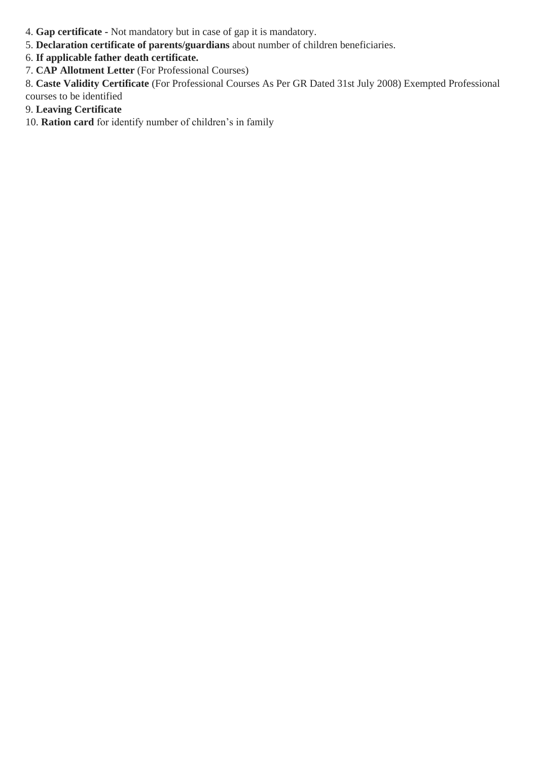4. **Gap certificate -** Not mandatory but in case of gap it is mandatory.
5. **Declaration certificate of parents/guardians** about number of children beneficiaries.
6. **If applicable father death certificate.**
7. **CAP Allotment Letter** (For Professional Courses)
8. **Caste Validity Certificate** (For Professional Courses As Per GR Dated 31st July 2008) Exempted Professional courses to be identified
9. **Leaving Certificate**
10. **Ration card** for identify number of children's in family